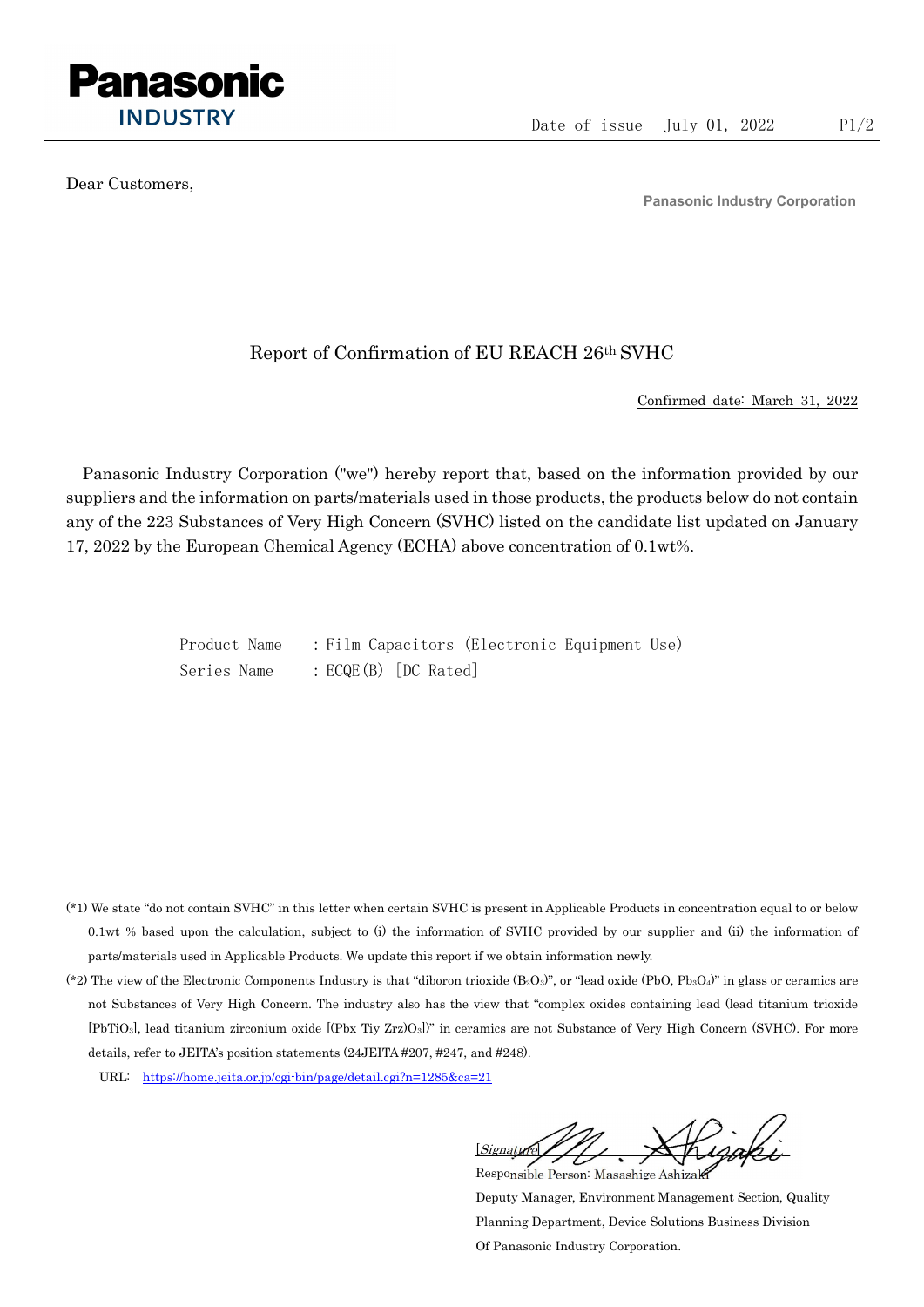**Panasonic**
**INDUSTRY**

Date of issue July 01, 2022

Dear Customers,

Panasonic Industry Corporation

# Report of Confirmation of EU REACH 26th SVHC

<u>Confirmed date: March 31, 2022</u>

Panasonic Industry Corporation ("we") hereby report that, based on the information provided by our suppliers and the information on parts/materials used in those products, the products below do not contain any of the 223 Substances of Very High Concern (SVHC) listed on the candidate list updated on January 17, 2022 by the European Chemical Agency (ECHA) above concentration of 0.1wt%.

Product Name : Film Capacitors (Electronic Equipment Use)
Series Name : ECQE(B) [DC Rated]

(*1) We state "do not contain SVHC" in this letter when certain SVHC is present in Applicable Products in concentration equal to or below 0.1wt % based upon the calculation, subject to (i) the information of SVHC provided by our supplier and (ii) the information of parts/materials used in Applicable Products. We update this report if we obtain information newly.

(*2) The view of the Electronic Components Industry is that "diboron trioxide ($B_2O_3$)", or "lead oxide ($PbO$, $Pb_3O_4$)" in glass or ceramics are not Substances of Very High Concern. The industry also has the view that "complex oxides containing lead (lead titanium trioxide [$PbTiO_3$], lead titanium zirconium oxide [$(Pbx\ Tiy\ Zrz)O_3$])" in ceramics are not Substance of Very High Concern (SVHC). For more details, refer to JEITA's position statements (24JEITA #207, #247, and #248).

URL: https://home.jeita.or.jp/cgi-bin/page/detail.cgi?n=1285&ca=21

[Signature]
Responsible Person: Masashige Ashizaki
Deputy Manager, Environment Management Section, Quality Planning Department, Device Solutions Business Division
Of Panasonic Industry Corporation.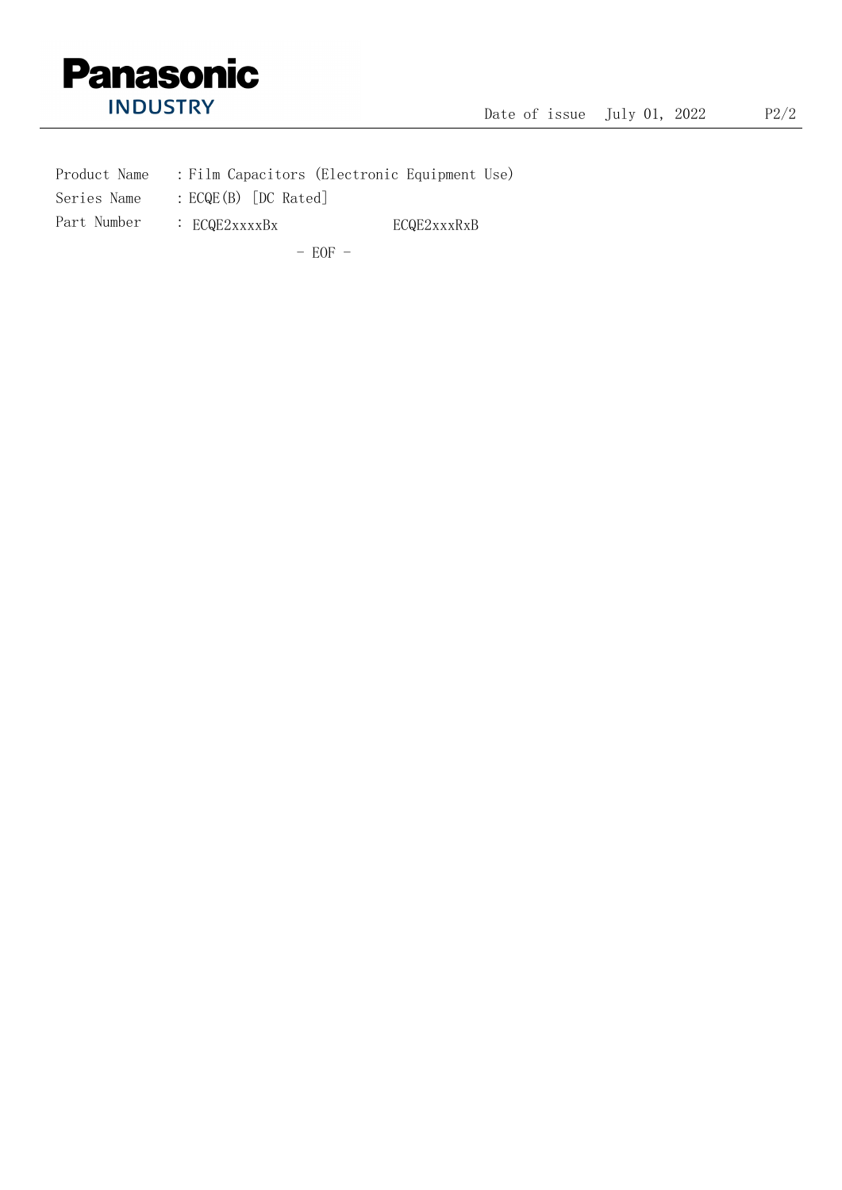Product Name　: Film Capacitors (Electronic Equipment Use)

Series Name　: ECQE(B) [DC Rated]

Part Number　: ECQE2xxxxBx　　　ECQE2xxxRxB

\- EOF -